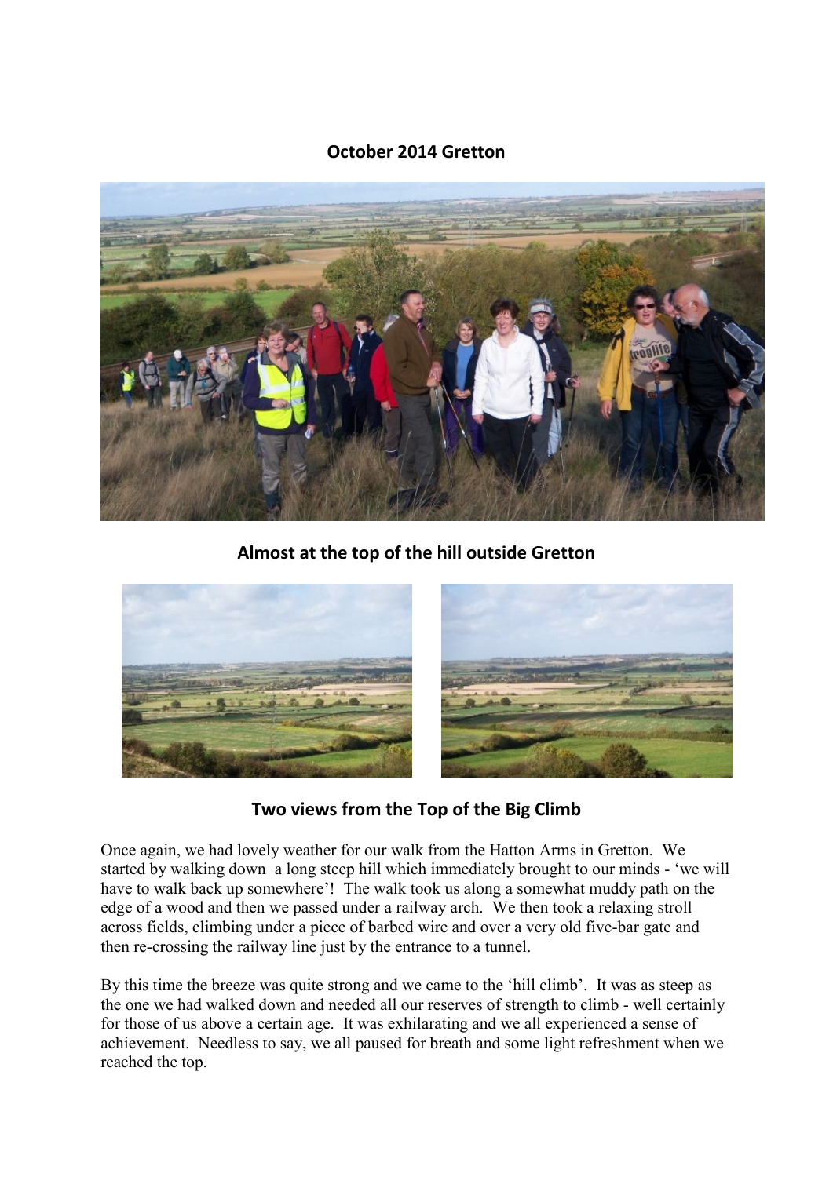# October 2014 Gretton

**Almost at the top of the hill outside Gretton**

**Two views from the Top of the Big Climb**

Once again, we had lovely weather for our walk from the Hatton Arms in Gretton. We started by walking down a long steep hill which immediately brought to our minds - 'we will have to walk back up somewhere'! The walk took us along a somewhat muddy path on the edge of a wood and then we passed under a railway arch. We then took a relaxing stroll across fields, climbing under a piece of barbed wire and over a very old five-bar gate and then re-crossing the railway line just by the entrance to a tunnel.

By this time the breeze was quite strong and we came to the 'hill climb'. It was as steep as the one we had walked down and needed all our reserves of strength to climb - well certainly for those of us above a certain age. It was exhilarating and we all experienced a sense of achievement. Needless to say, we all paused for breath and some light refreshment when we reached the top.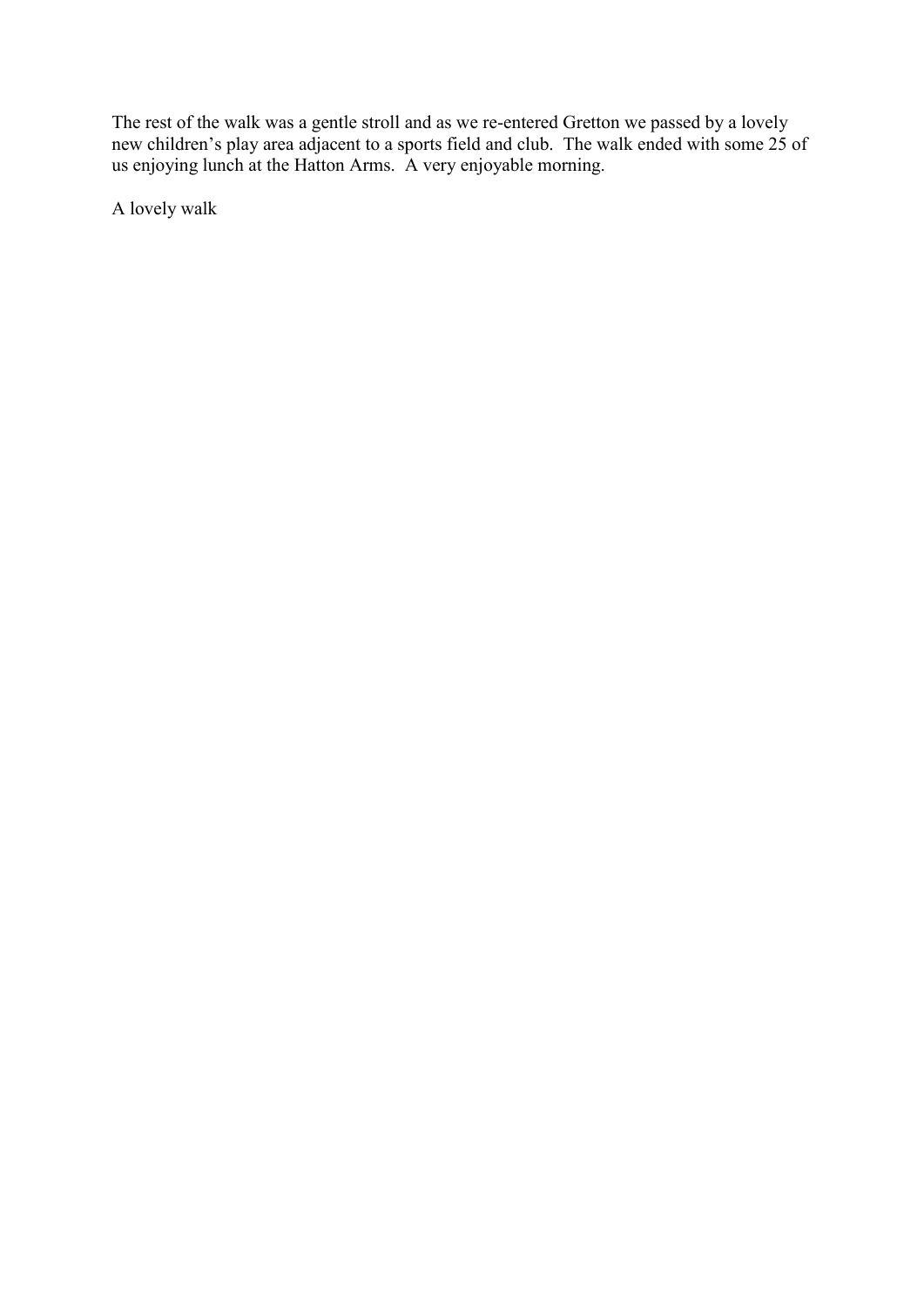The rest of the walk was a gentle stroll and as we re-entered Gretton we passed by a lovely new children's play area adjacent to a sports field and club. The walk ended with some 25 of us enjoying lunch at the Hatton Arms. A very enjoyable morning.

A lovely walk